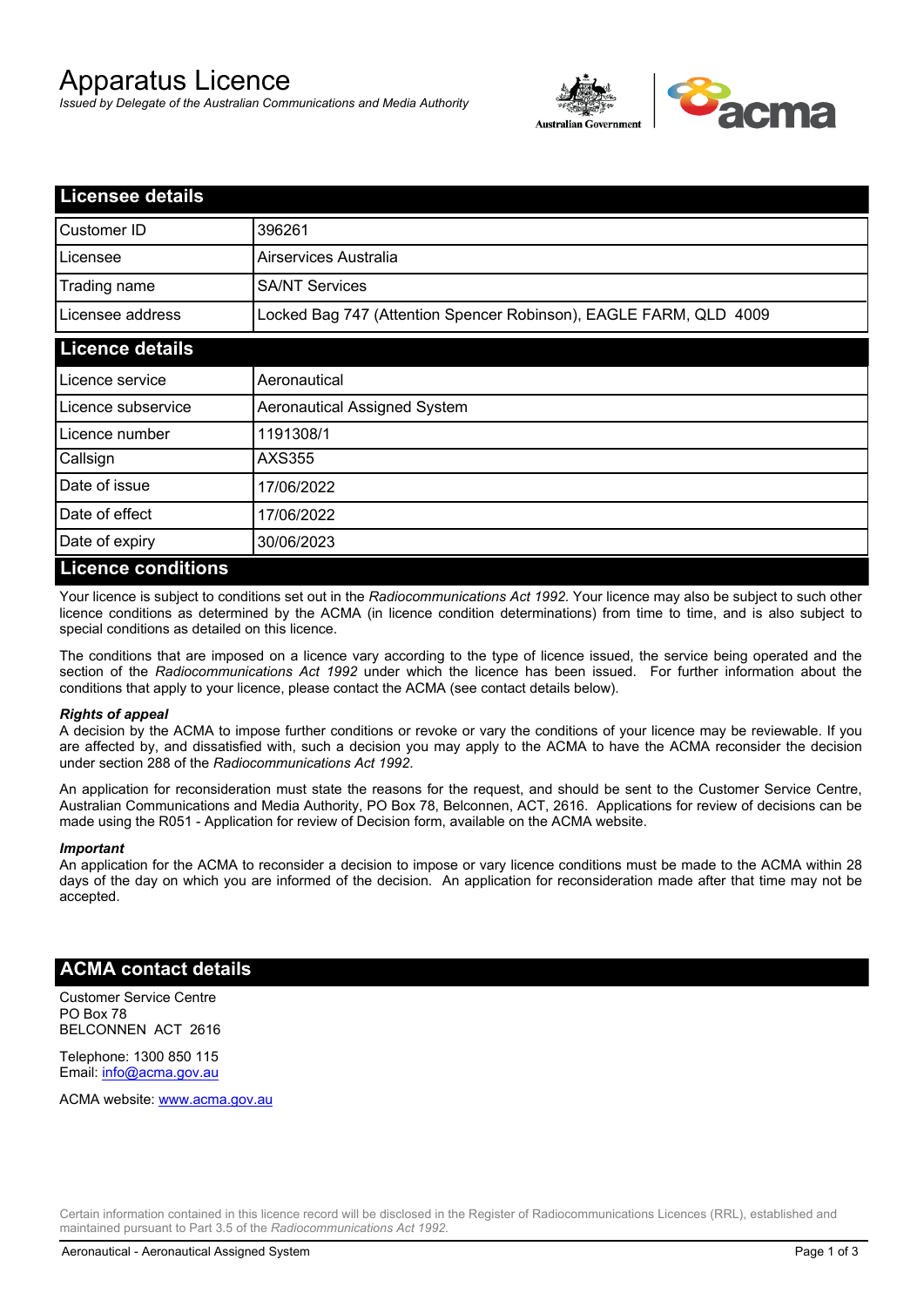# Apparatus Licence

*Issued by Delegate of the Australian Communications and Media Authority*

## Licensee details

| | |
|---|---|
| Customer ID | 396261 |
| Licensee | Airservices Australia |
| Trading name | SA/NT Services |
| Licensee address | Locked Bag 747 (Attention Spencer Robinson), EAGLE FARM, QLD 4009 |

## Licence details

| | |
|---|---|
| Licence service | Aeronautical |
| Licence subservice | Aeronautical Assigned System |
| Licence number | 1191308/1 |
| Callsign | AXS355 |
| Date of issue | 17/06/2022 |
| Date of effect | 17/06/2022 |
| Date of expiry | 30/06/2023 |

## Licence conditions

Your licence is subject to conditions set out in the *Radiocommunications Act 1992*. Your licence may also be subject to such other licence conditions as determined by the ACMA (in licence condition determinations) from time to time, and is also subject to special conditions as detailed on this licence.

The conditions that are imposed on a licence vary according to the type of licence issued, the service being operated and the section of the *Radiocommunications Act 1992* under which the licence has been issued. For further information about the conditions that apply to your licence, please contact the ACMA (see contact details below).

***Rights of appeal***

A decision by the ACMA to impose further conditions or revoke or vary the conditions of your licence may be reviewable. If you are affected by, and dissatisfied with, such a decision you may apply to the ACMA to have the ACMA reconsider the decision under section 288 of the *Radiocommunications Act 1992*.

An application for reconsideration must state the reasons for the request, and should be sent to the Customer Service Centre, Australian Communications and Media Authority, PO Box 78, Belconnen, ACT, 2616. Applications for review of decisions can be made using the R051 - Application for review of Decision form, available on the ACMA website.

***Important***

An application for the ACMA to reconsider a decision to impose or vary licence conditions must be made to the ACMA within 28 days of the day on which you are informed of the decision. An application for reconsideration made after that time may not be accepted.

## ACMA contact details

Customer Service Centre
PO Box 78
BELCONNEN ACT 2616

Telephone: 1300 850 115
Email: info@acma.gov.au

ACMA website: www.acma.gov.au

Certain information contained in this licence record will be disclosed in the Register of Radiocommunications Licences (RRL), established and maintained pursuant to Part 3.5 of the *Radiocommunications Act 1992.*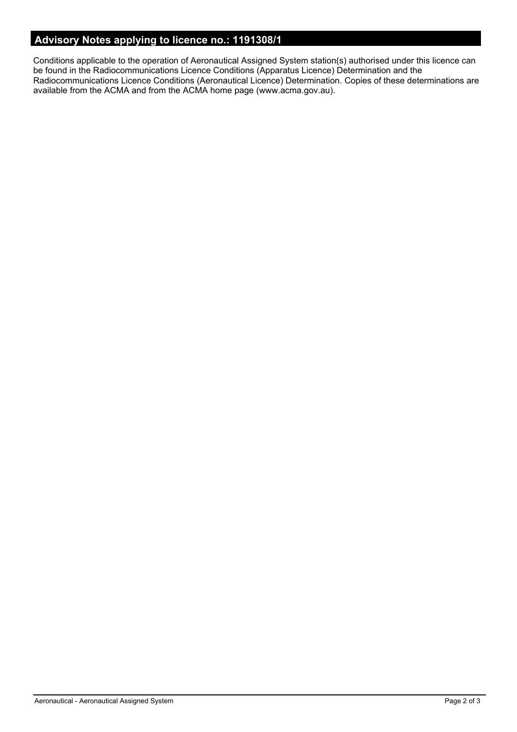## Advisory Notes applying to licence no.: 1191308/1

Conditions applicable to the operation of Aeronautical Assigned System station(s) authorised under this licence can be found in the Radiocommunications Licence Conditions (Apparatus Licence) Determination and the Radiocommunications Licence Conditions (Aeronautical Licence) Determination. Copies of these determinations are available from the ACMA and from the ACMA home page (www.acma.gov.au).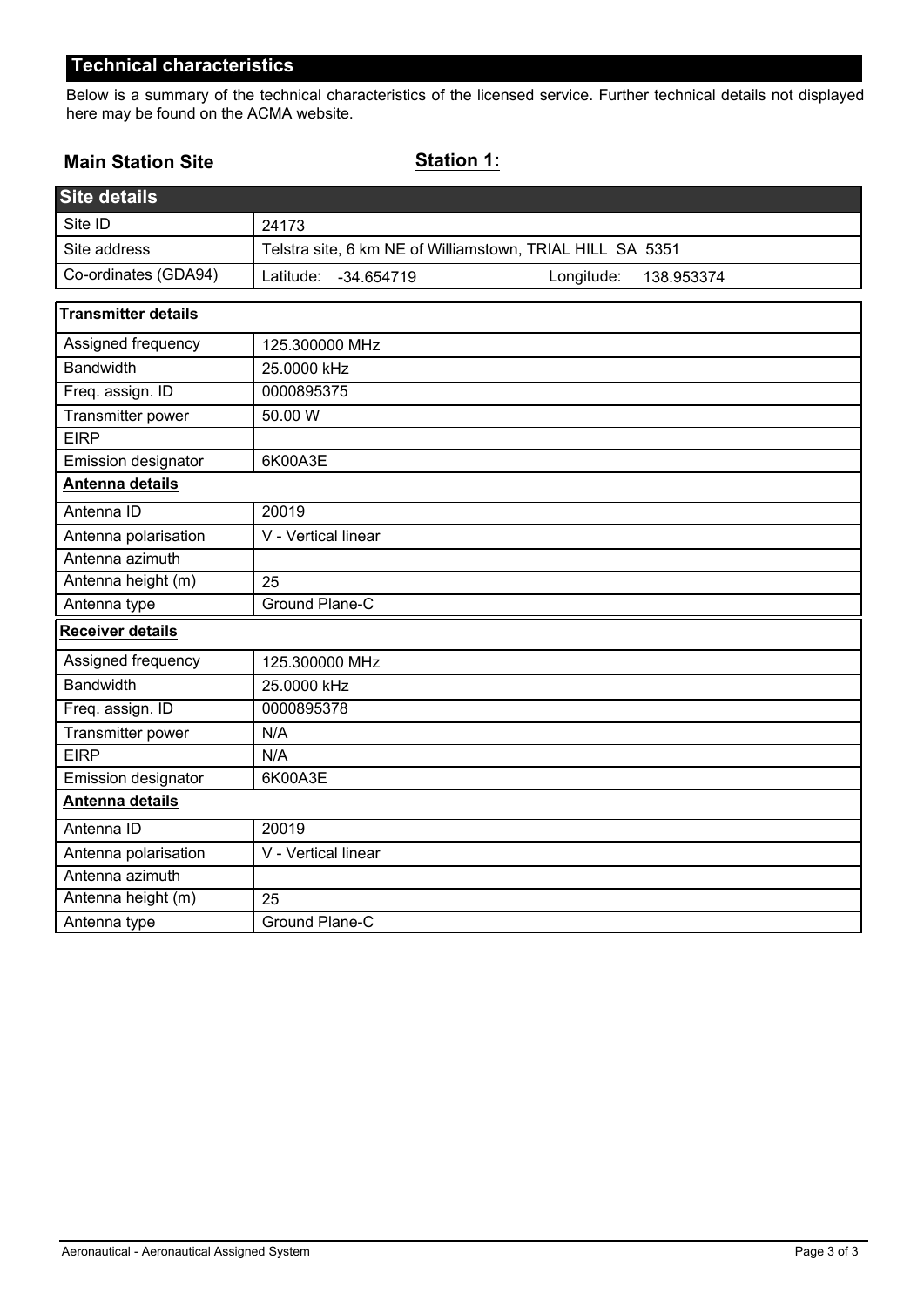## Technical characteristics

Below is a summary of the technical characteristics of the licensed service. Further technical details not displayed here may be found on the ACMA website.

**Main Station Site** **Station 1:**

| Site details | |
|---|---|
| Site ID | 24173 |
| Site address | Telstra site, 6 km NE of Williamstown, TRIAL HILL SA 5351 |
| Co-ordinates (GDA94) | Latitude: -34.654719 Longitude: 138.953374 |

| Transmitter details | |
|---|---|
| Assigned frequency | 125.300000 MHz |
| Bandwidth | 25.0000 kHz |
| Freq. assign. ID | 0000895375 |
| Transmitter power | 50.00 W |
| EIRP | |
| Emission designator | 6K00A3E |
| **Antenna details** | |
| Antenna ID | 20019 |
| Antenna polarisation | V - Vertical linear |
| Antenna azimuth | |
| Antenna height (m) | 25 |
| Antenna type | Ground Plane-C |

| Receiver details | |
|---|---|
| Assigned frequency | 125.300000 MHz |
| Bandwidth | 25.0000 kHz |
| Freq. assign. ID | 0000895378 |
| Transmitter power | N/A |
| EIRP | N/A |
| Emission designator | 6K00A3E |
| **Antenna details** | |
| Antenna ID | 20019 |
| Antenna polarisation | V - Vertical linear |
| Antenna azimuth | |
| Antenna height (m) | 25 |
| Antenna type | Ground Plane-C |